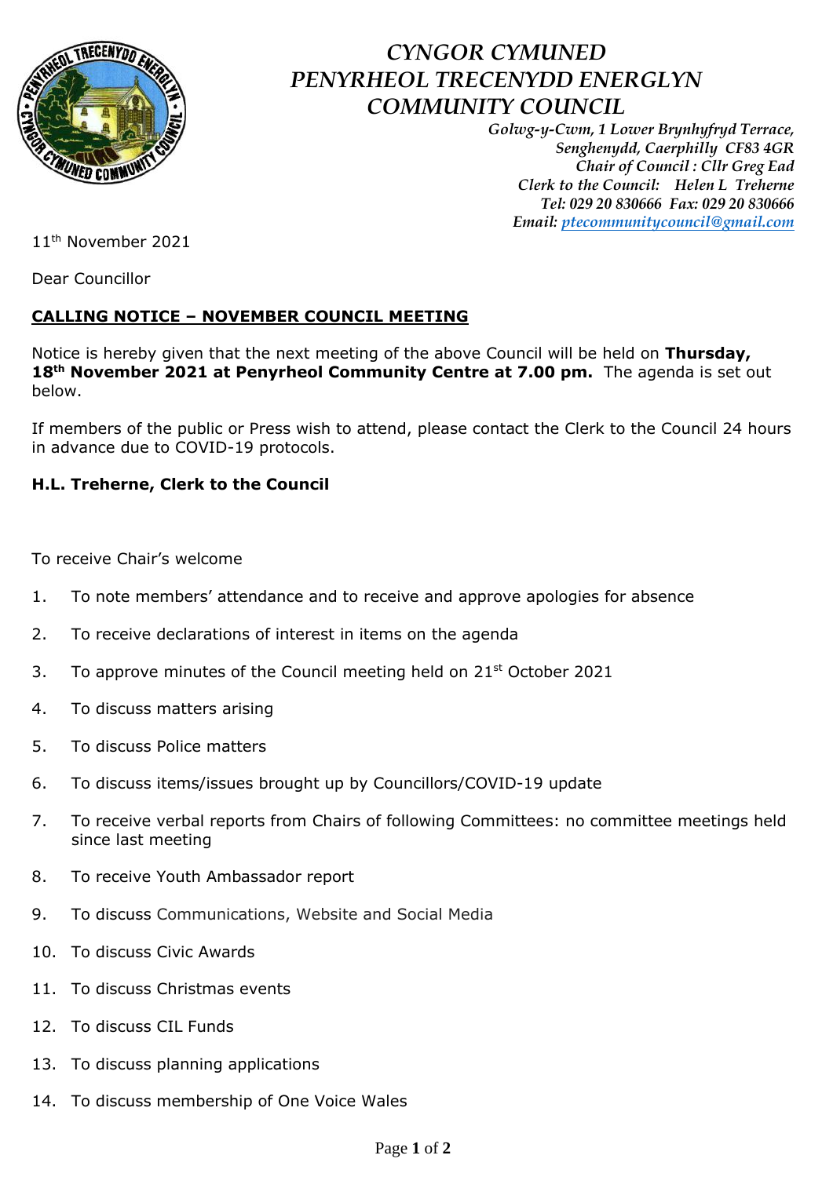# *CYNGOR CYMUNED PENYRHEOL TRECENYDD ENERGLYN COMMUNITY COUNCIL*

*Golwg-y-Cwm, 1 Lower Brynhyfryd Terrace,*
*Senghenydd, Caerphilly CF83 4GR*
*Chair of Council : Cllr Greg Ead*
*Clerk to the Council: Helen L Treherne*
*Tel: 029 20 830666 Fax: 029 20 830666*
*Email: ptecommunitycouncil@gmail.com*

11th November 2021

Dear Councillor

**CALLING NOTICE – NOVEMBER COUNCIL MEETING**

Notice is hereby given that the next meeting of the above Council will be held on **Thursday, 18th November 2021 at Penyrheol Community Centre at 7.00 pm.** The agenda is set out below.

If members of the public or Press wish to attend, please contact the Clerk to the Council 24 hours in advance due to COVID-19 protocols.

**H.L. Treherne, Clerk to the Council**

To receive Chair's welcome

1. To note members' attendance and to receive and approve apologies for absence
2. To receive declarations of interest in items on the agenda
3. To approve minutes of the Council meeting held on 21st October 2021
4. To discuss matters arising
5. To discuss Police matters
6. To discuss items/issues brought up by Councillors/COVID-19 update
7. To receive verbal reports from Chairs of following Committees: no committee meetings held since last meeting
8. To receive Youth Ambassador report
9. To discuss Communications, Website and Social Media
10. To discuss Civic Awards
11. To discuss Christmas events
12. To discuss CIL Funds
13. To discuss planning applications
14. To discuss membership of One Voice Wales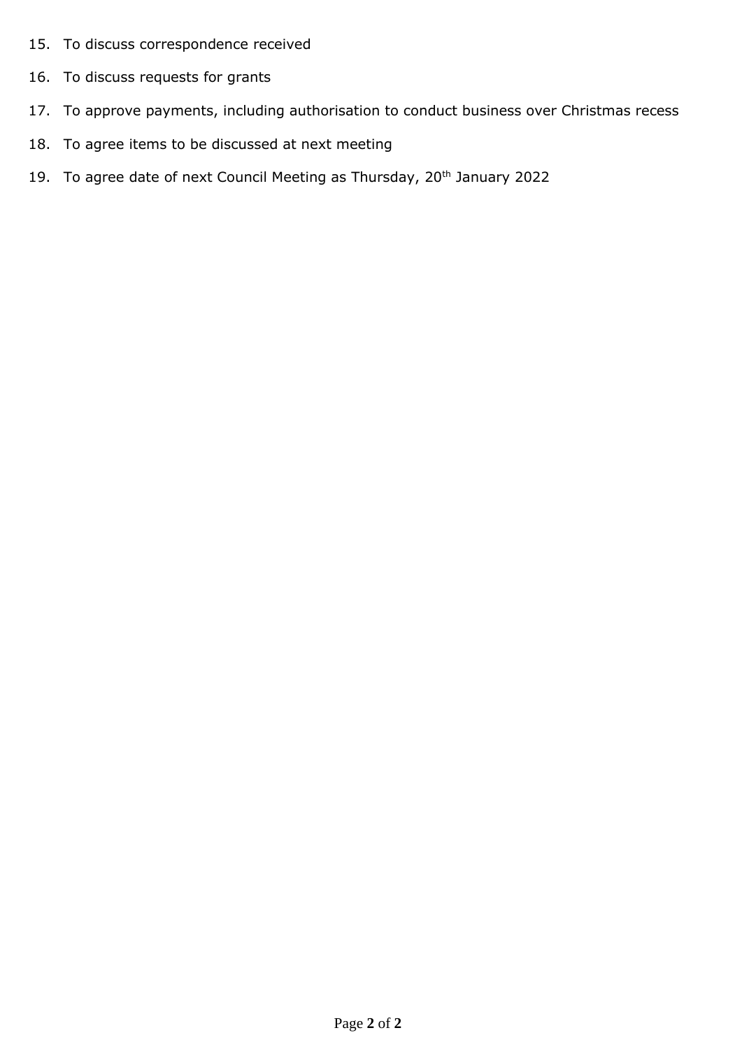15. To discuss correspondence received
16. To discuss requests for grants
17. To approve payments, including authorisation to conduct business over Christmas recess
18. To agree items to be discussed at next meeting
19. To agree date of next Council Meeting as Thursday, 20th January 2022